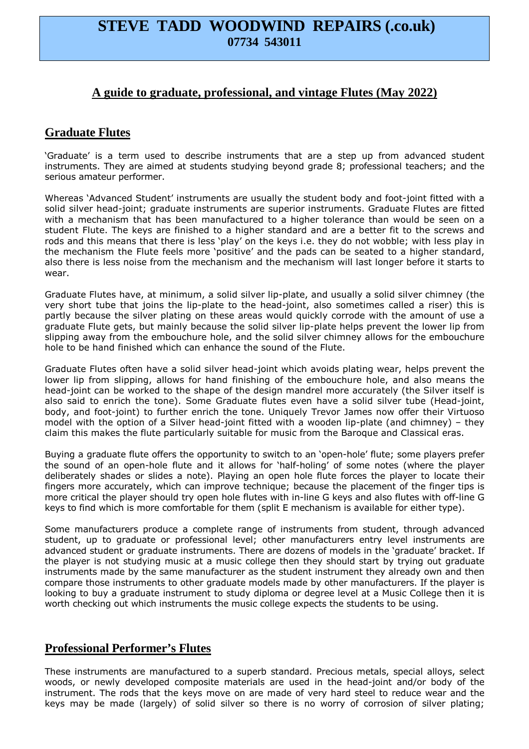# STEVE TADD WOODWIND REPAIRS (.co.uk)
**07734 543011**

## A guide to graduate, professional, and vintage Flutes (May 2022)

## Graduate Flutes

'Graduate' is a term used to describe instruments that are a step up from advanced student instruments. They are aimed at students studying beyond grade 8; professional teachers; and the serious amateur performer.

Whereas 'Advanced Student' instruments are usually the student body and foot-joint fitted with a solid silver head-joint; graduate instruments are superior instruments. Graduate Flutes are fitted with a mechanism that has been manufactured to a higher tolerance than would be seen on a student Flute. The keys are finished to a higher standard and are a better fit to the screws and rods and this means that there is less 'play' on the keys i.e. they do not wobble; with less play in the mechanism the Flute feels more 'positive' and the pads can be seated to a higher standard, also there is less noise from the mechanism and the mechanism will last longer before it starts to wear.

Graduate Flutes have, at minimum, a solid silver lip-plate, and usually a solid silver chimney (the very short tube that joins the lip-plate to the head-joint, also sometimes called a riser) this is partly because the silver plating on these areas would quickly corrode with the amount of use a graduate Flute gets, but mainly because the solid silver lip-plate helps prevent the lower lip from slipping away from the embouchure hole, and the solid silver chimney allows for the embouchure hole to be hand finished which can enhance the sound of the Flute.

Graduate Flutes often have a solid silver head-joint which avoids plating wear, helps prevent the lower lip from slipping, allows for hand finishing of the embouchure hole, and also means the head-joint can be worked to the shape of the design mandrel more accurately (the Silver itself is also said to enrich the tone). Some Graduate flutes even have a solid silver tube (Head-joint, body, and foot-joint) to further enrich the tone. Uniquely Trevor James now offer their Virtuoso model with the option of a Silver head-joint fitted with a wooden lip-plate (and chimney) – they claim this makes the flute particularly suitable for music from the Baroque and Classical eras.

Buying a graduate flute offers the opportunity to switch to an 'open-hole' flute; some players prefer the sound of an open-hole flute and it allows for 'half-holing' of some notes (where the player deliberately shades or slides a note). Playing an open hole flute forces the player to locate their fingers more accurately, which can improve technique; because the placement of the finger tips is more critical the player should try open hole flutes with in-line G keys and also flutes with off-line G keys to find which is more comfortable for them (split E mechanism is available for either type).

Some manufacturers produce a complete range of instruments from student, through advanced student, up to graduate or professional level; other manufacturers entry level instruments are advanced student or graduate instruments. There are dozens of models in the 'graduate' bracket. If the player is not studying music at a music college then they should start by trying out graduate instruments made by the same manufacturer as the student instrument they already own and then compare those instruments to other graduate models made by other manufacturers. If the player is looking to buy a graduate instrument to study diploma or degree level at a Music College then it is worth checking out which instruments the music college expects the students to be using.

## Professional Performer's Flutes

These instruments are manufactured to a superb standard. Precious metals, special alloys, select woods, or newly developed composite materials are used in the head-joint and/or body of the instrument. The rods that the keys move on are made of very hard steel to reduce wear and the keys may be made (largely) of solid silver so there is no worry of corrosion of silver plating;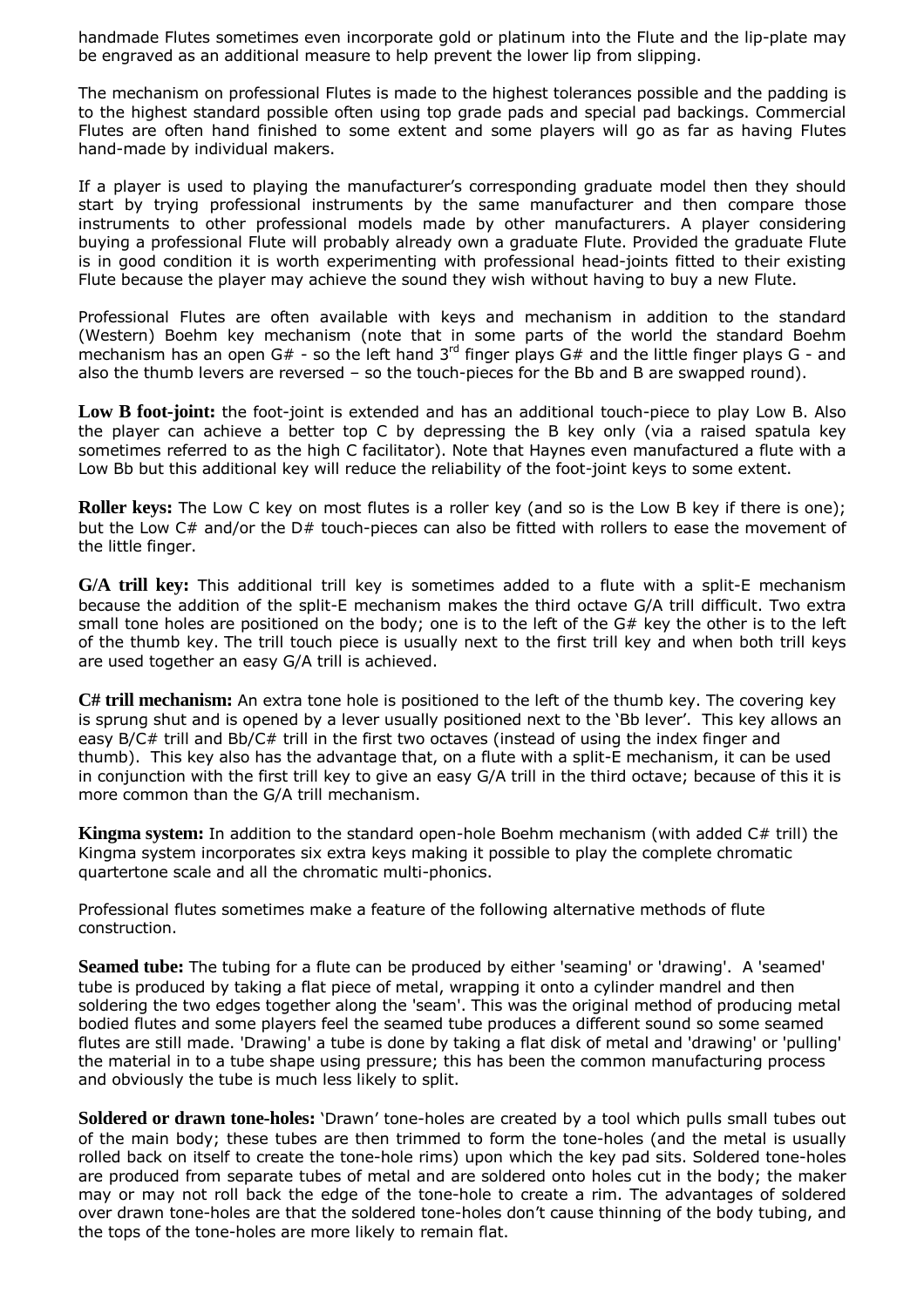handmade Flutes sometimes even incorporate gold or platinum into the Flute and the lip-plate may be engraved as an additional measure to help prevent the lower lip from slipping.

The mechanism on professional Flutes is made to the highest tolerances possible and the padding is to the highest standard possible often using top grade pads and special pad backings. Commercial Flutes are often hand finished to some extent and some players will go as far as having Flutes hand-made by individual makers.

If a player is used to playing the manufacturer's corresponding graduate model then they should start by trying professional instruments by the same manufacturer and then compare those instruments to other professional models made by other manufacturers. A player considering buying a professional Flute will probably already own a graduate Flute. Provided the graduate Flute is in good condition it is worth experimenting with professional head-joints fitted to their existing Flute because the player may achieve the sound they wish without having to buy a new Flute.

Professional Flutes are often available with keys and mechanism in addition to the standard (Western) Boehm key mechanism (note that in some parts of the world the standard Boehm mechanism has an open G# - so the left hand 3rd finger plays G# and the little finger plays G - and also the thumb levers are reversed – so the touch-pieces for the Bb and B are swapped round).

**Low B foot-joint:** the foot-joint is extended and has an additional touch-piece to play Low B. Also the player can achieve a better top C by depressing the B key only (via a raised spatula key sometimes referred to as the high C facilitator). Note that Haynes even manufactured a flute with a Low Bb but this additional key will reduce the reliability of the foot-joint keys to some extent.

**Roller keys:** The Low C key on most flutes is a roller key (and so is the Low B key if there is one); but the Low C# and/or the D# touch-pieces can also be fitted with rollers to ease the movement of the little finger.

**G/A trill key:** This additional trill key is sometimes added to a flute with a split-E mechanism because the addition of the split-E mechanism makes the third octave G/A trill difficult. Two extra small tone holes are positioned on the body; one is to the left of the G# key the other is to the left of the thumb key. The trill touch piece is usually next to the first trill key and when both trill keys are used together an easy G/A trill is achieved.

**C# trill mechanism:** An extra tone hole is positioned to the left of the thumb key. The covering key is sprung shut and is opened by a lever usually positioned next to the 'Bb lever'. This key allows an easy B/C# trill and Bb/C# trill in the first two octaves (instead of using the index finger and thumb). This key also has the advantage that, on a flute with a split-E mechanism, it can be used in conjunction with the first trill key to give an easy G/A trill in the third octave; because of this it is more common than the G/A trill mechanism.

**Kingma system:** In addition to the standard open-hole Boehm mechanism (with added C# trill) the Kingma system incorporates six extra keys making it possible to play the complete chromatic quartertone scale and all the chromatic multi-phonics.

Professional flutes sometimes make a feature of the following alternative methods of flute construction.

**Seamed tube:** The tubing for a flute can be produced by either 'seaming' or 'drawing'. A 'seamed' tube is produced by taking a flat piece of metal, wrapping it onto a cylinder mandrel and then soldering the two edges together along the 'seam'. This was the original method of producing metal bodied flutes and some players feel the seamed tube produces a different sound so some seamed flutes are still made. 'Drawing' a tube is done by taking a flat disk of metal and 'drawing' or 'pulling' the material in to a tube shape using pressure; this has been the common manufacturing process and obviously the tube is much less likely to split.

**Soldered or drawn tone-holes:** 'Drawn' tone-holes are created by a tool which pulls small tubes out of the main body; these tubes are then trimmed to form the tone-holes (and the metal is usually rolled back on itself to create the tone-hole rims) upon which the key pad sits. Soldered tone-holes are produced from separate tubes of metal and are soldered onto holes cut in the body; the maker may or may not roll back the edge of the tone-hole to create a rim. The advantages of soldered over drawn tone-holes are that the soldered tone-holes don't cause thinning of the body tubing, and the tops of the tone-holes are more likely to remain flat.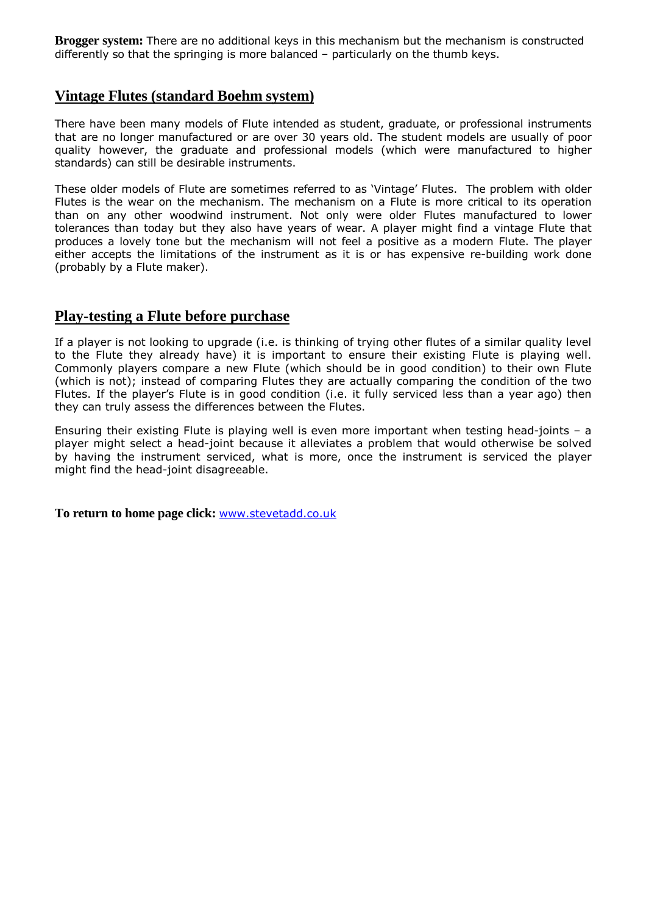**Brogger system:** There are no additional keys in this mechanism but the mechanism is constructed differently so that the springing is more balanced – particularly on the thumb keys.

## Vintage Flutes (standard Boehm system)

There have been many models of Flute intended as student, graduate, or professional instruments that are no longer manufactured or are over 30 years old. The student models are usually of poor quality however, the graduate and professional models (which were manufactured to higher standards) can still be desirable instruments.

These older models of Flute are sometimes referred to as 'Vintage' Flutes. The problem with older Flutes is the wear on the mechanism. The mechanism on a Flute is more critical to its operation than on any other woodwind instrument. Not only were older Flutes manufactured to lower tolerances than today but they also have years of wear. A player might find a vintage Flute that produces a lovely tone but the mechanism will not feel a positive as a modern Flute. The player either accepts the limitations of the instrument as it is or has expensive re-building work done (probably by a Flute maker).

## Play-testing a Flute before purchase

If a player is not looking to upgrade (i.e. is thinking of trying other flutes of a similar quality level to the Flute they already have) it is important to ensure their existing Flute is playing well. Commonly players compare a new Flute (which should be in good condition) to their own Flute (which is not); instead of comparing Flutes they are actually comparing the condition of the two Flutes. If the player's Flute is in good condition (i.e. it fully serviced less than a year ago) then they can truly assess the differences between the Flutes.

Ensuring their existing Flute is playing well is even more important when testing head-joints – a player might select a head-joint because it alleviates a problem that would otherwise be solved by having the instrument serviced, what is more, once the instrument is serviced the player might find the head-joint disagreeable.

**To return to home page click:** www.stevetadd.co.uk